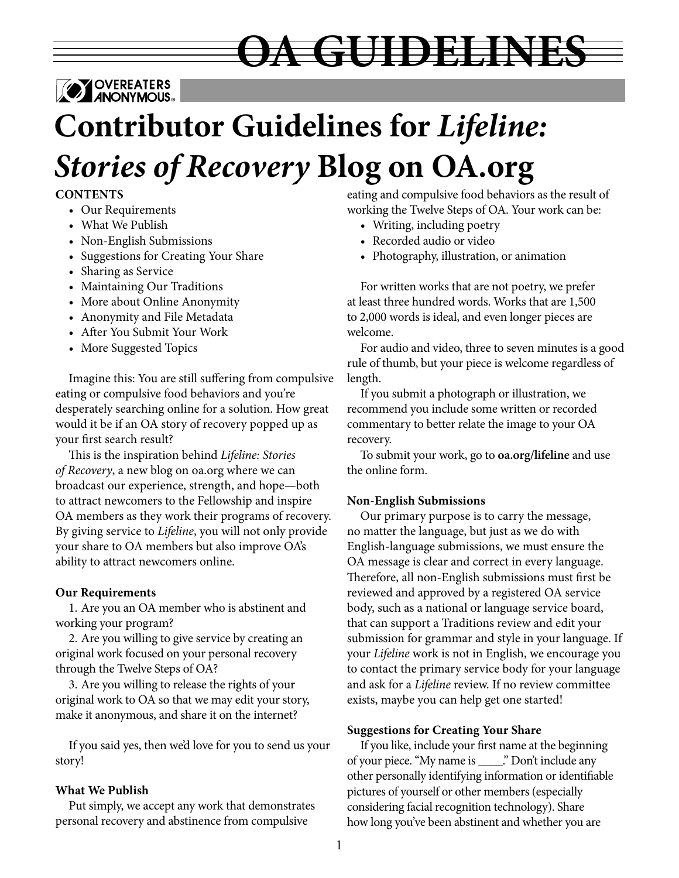# OA GUIDELINES

OVEREATERS ANONYMOUS®

# Contributor Guidelines for *Lifeline: Stories of Recovery* Blog on OA.org

**CONTENTS**

- Our Requirements
- What We Publish
- Non-English Submissions
- Suggestions for Creating Your Share
- Sharing as Service
- Maintaining Our Traditions
- More about Online Anonymity
- Anonymity and File Metadata
- After You Submit Your Work
- More Suggested Topics

Imagine this: You are still suffering from compulsive eating or compulsive food behaviors and you're desperately searching online for a solution. How great would it be if an OA story of recovery popped up as your first search result?

This is the inspiration behind *Lifeline: Stories of Recovery*, a new blog on oa.org where we can broadcast our experience, strength, and hope—both to attract newcomers to the Fellowship and inspire OA members as they work their programs of recovery. By giving service to *Lifeline*, you will not only provide your share to OA members but also improve OA's ability to attract newcomers online.

**Our Requirements**

1. Are you an OA member who is abstinent and working your program?
2. Are you willing to give service by creating an original work focused on your personal recovery through the Twelve Steps of OA?
3. Are you willing to release the rights of your original work to OA so that we may edit your story, make it anonymous, and share it on the internet?

If you said yes, then we'd love for you to send us your story!

**What We Publish**

Put simply, we accept any work that demonstrates personal recovery and abstinence from compulsive eating and compulsive food behaviors as the result of working the Twelve Steps of OA. Your work can be:

- Writing, including poetry
- Recorded audio or video
- Photography, illustration, or animation

For written works that are not poetry, we prefer at least three hundred words. Works that are 1,500 to 2,000 words is ideal, and even longer pieces are welcome.

For audio and video, three to seven minutes is a good rule of thumb, but your piece is welcome regardless of length.

If you submit a photograph or illustration, we recommend you include some written or recorded commentary to better relate the image to your OA recovery.

To submit your work, go to **oa.org/lifeline** and use the online form.

**Non-English Submissions**

Our primary purpose is to carry the message, no matter the language, but just as we do with English-language submissions, we must ensure the OA message is clear and correct in every language. Therefore, all non-English submissions must first be reviewed and approved by a registered OA service body, such as a national or language service board, that can support a Traditions review and edit your submission for grammar and style in your language. If your *Lifeline* work is not in English, we encourage you to contact the primary service body for your language and ask for a *Lifeline* review. If no review committee exists, maybe you can help get one started!

**Suggestions for Creating Your Share**

If you like, include your first name at the beginning of your piece. "My name is ____." Don't include any other personally identifying information or identifiable pictures of yourself or other members (especially considering facial recognition technology). Share how long you've been abstinent and whether you are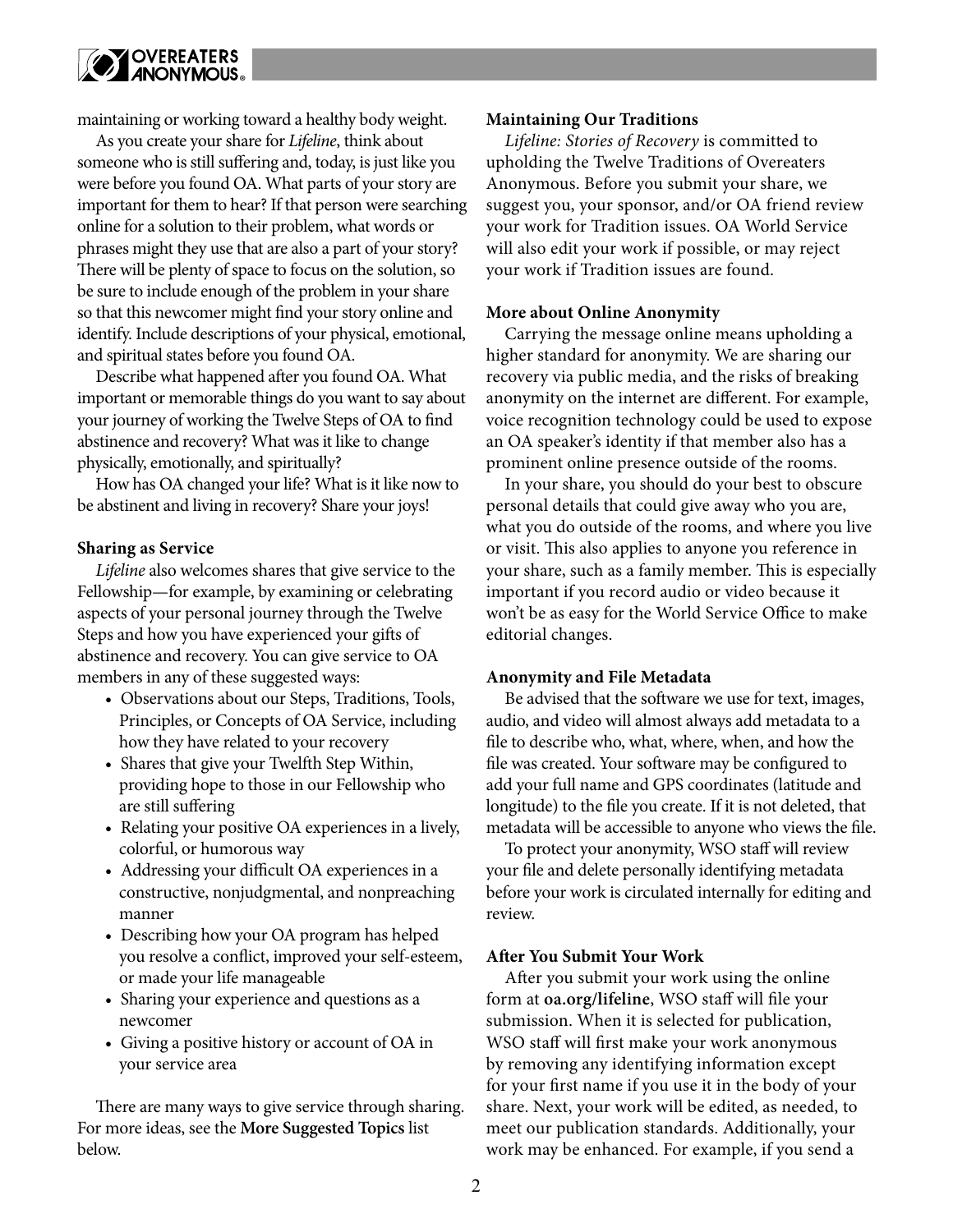maintaining or working toward a healthy body weight.

As you create your share for *Lifeline*, think about someone who is still suffering and, today, is just like you were before you found OA. What parts of your story are important for them to hear? If that person were searching online for a solution to their problem, what words or phrases might they use that are also a part of your story? There will be plenty of space to focus on the solution, so be sure to include enough of the problem in your share so that this newcomer might find your story online and identify. Include descriptions of your physical, emotional, and spiritual states before you found OA.

Describe what happened after you found OA. What important or memorable things do you want to say about your journey of working the Twelve Steps of OA to find abstinence and recovery? What was it like to change physically, emotionally, and spiritually?

How has OA changed your life? What is it like now to be abstinent and living in recovery? Share your joys!

**Sharing as Service**

*Lifeline* also welcomes shares that give service to the Fellowship—for example, by examining or celebrating aspects of your personal journey through the Twelve Steps and how you have experienced your gifts of abstinence and recovery. You can give service to OA members in any of these suggested ways:

- Observations about our Steps, Traditions, Tools, Principles, or Concepts of OA Service, including how they have related to your recovery
- Shares that give your Twelfth Step Within, providing hope to those in our Fellowship who are still suffering
- Relating your positive OA experiences in a lively, colorful, or humorous way
- Addressing your difficult OA experiences in a constructive, nonjudgmental, and nonpreaching manner
- Describing how your OA program has helped you resolve a conflict, improved your self-esteem, or made your life manageable
- Sharing your experience and questions as a newcomer
- Giving a positive history or account of OA in your service area

There are many ways to give service through sharing. For more ideas, see the **More Suggested Topics** list below.

**Maintaining Our Traditions**

*Lifeline: Stories of Recovery* is committed to upholding the Twelve Traditions of Overeaters Anonymous. Before you submit your share, we suggest you, your sponsor, and/or OA friend review your work for Tradition issues. OA World Service will also edit your work if possible, or may reject your work if Tradition issues are found.

**More about Online Anonymity**

Carrying the message online means upholding a higher standard for anonymity. We are sharing our recovery via public media, and the risks of breaking anonymity on the internet are different. For example, voice recognition technology could be used to expose an OA speaker's identity if that member also has a prominent online presence outside of the rooms.

In your share, you should do your best to obscure personal details that could give away who you are, what you do outside of the rooms, and where you live or visit. This also applies to anyone you reference in your share, such as a family member. This is especially important if you record audio or video because it won't be as easy for the World Service Office to make editorial changes.

**Anonymity and File Metadata**

Be advised that the software we use for text, images, audio, and video will almost always add metadata to a file to describe who, what, where, when, and how the file was created. Your software may be configured to add your full name and GPS coordinates (latitude and longitude) to the file you create. If it is not deleted, that metadata will be accessible to anyone who views the file.

To protect your anonymity, WSO staff will review your file and delete personally identifying metadata before your work is circulated internally for editing and review.

**After You Submit Your Work**

After you submit your work using the online form at **oa.org/lifeline**, WSO staff will file your submission. When it is selected for publication, WSO staff will first make your work anonymous by removing any identifying information except for your first name if you use it in the body of your share. Next, your work will be edited, as needed, to meet our publication standards. Additionally, your work may be enhanced. For example, if you send a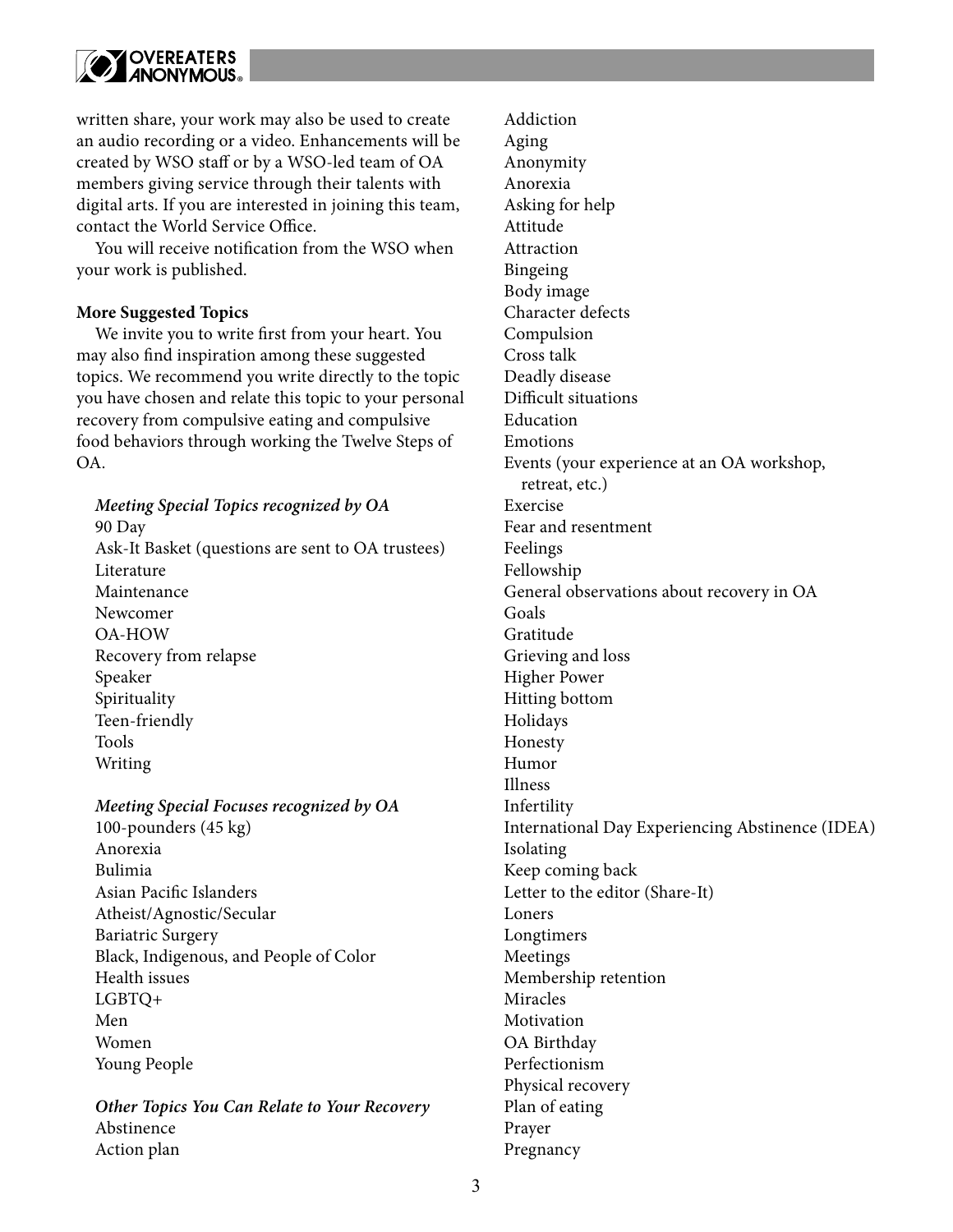written share, your work may also be used to create an audio recording or a video. Enhancements will be created by WSO staff or by a WSO-led team of OA members giving service through their talents with digital arts. If you are interested in joining this team, contact the World Service Office.

You will receive notification from the WSO when your work is published.

**More Suggested Topics**

We invite you to write first from your heart. You may also find inspiration among these suggested topics. We recommend you write directly to the topic you have chosen and relate this topic to your personal recovery from compulsive eating and compulsive food behaviors through working the Twelve Steps of OA.

***Meeting Special Topics recognized by OA***

90 Day
Ask-It Basket (questions are sent to OA trustees)
Literature
Maintenance
Newcomer
OA-HOW
Recovery from relapse
Speaker
Spirituality
Teen-friendly
Tools
Writing

***Meeting Special Focuses recognized by OA***

100-pounders (45 kg)
Anorexia
Bulimia
Asian Pacific Islanders
Atheist/Agnostic/Secular
Bariatric Surgery
Black, Indigenous, and People of Color
Health issues
LGBTQ+
Men
Women
Young People

***Other Topics You Can Relate to Your Recovery***

Abstinence
Action plan
Addiction
Aging
Anonymity
Anorexia
Asking for help
Attitude
Attraction
Bingeing
Body image
Character defects
Compulsion
Cross talk
Deadly disease
Difficult situations
Education
Emotions
Events (your experience at an OA workshop, retreat, etc.)
Exercise
Fear and resentment
Feelings
Fellowship
General observations about recovery in OA
Goals
Gratitude
Grieving and loss
Higher Power
Hitting bottom
Holidays
Honesty
Humor
Illness
Infertility
International Day Experiencing Abstinence (IDEA)
Isolating
Keep coming back
Letter to the editor (Share-It)
Loners
Longtimers
Meetings
Membership retention
Miracles
Motivation
OA Birthday
Perfectionism
Physical recovery
Plan of eating
Prayer
Pregnancy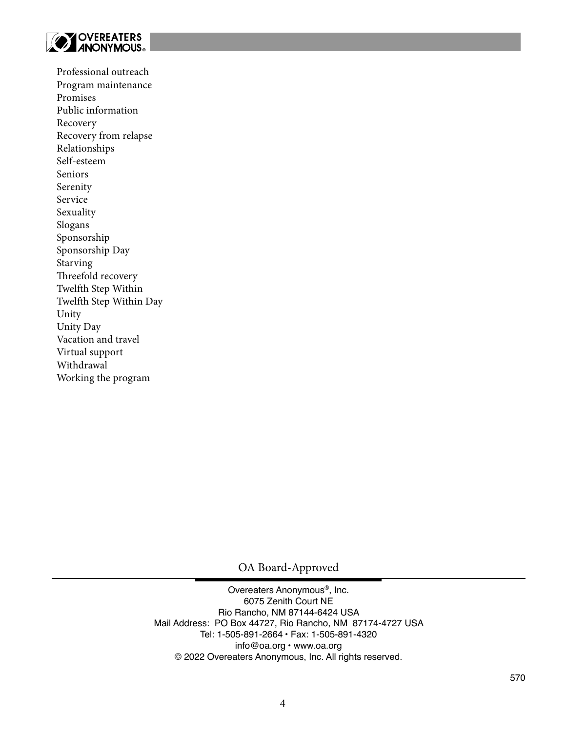Professional outreach
Program maintenance
Promises
Public information
Recovery
Recovery from relapse
Relationships
Self-esteem
Seniors
Serenity
Service
Sexuality
Slogans
Sponsorship
Sponsorship Day
Starving
Threefold recovery
Twelfth Step Within
Twelfth Step Within Day
Unity
Unity Day
Vacation and travel
Virtual support
Withdrawal
Working the program

OA Board-Approved

Overeaters Anonymous®, Inc.
6075 Zenith Court NE
Rio Rancho, NM 87144-6424 USA
Mail Address: PO Box 44727, Rio Rancho, NM 87174-4727 USA
Tel: 1-505-891-2664 • Fax: 1-505-891-4320
info@oa.org • www.oa.org
© 2022 Overeaters Anonymous, Inc. All rights reserved.

570